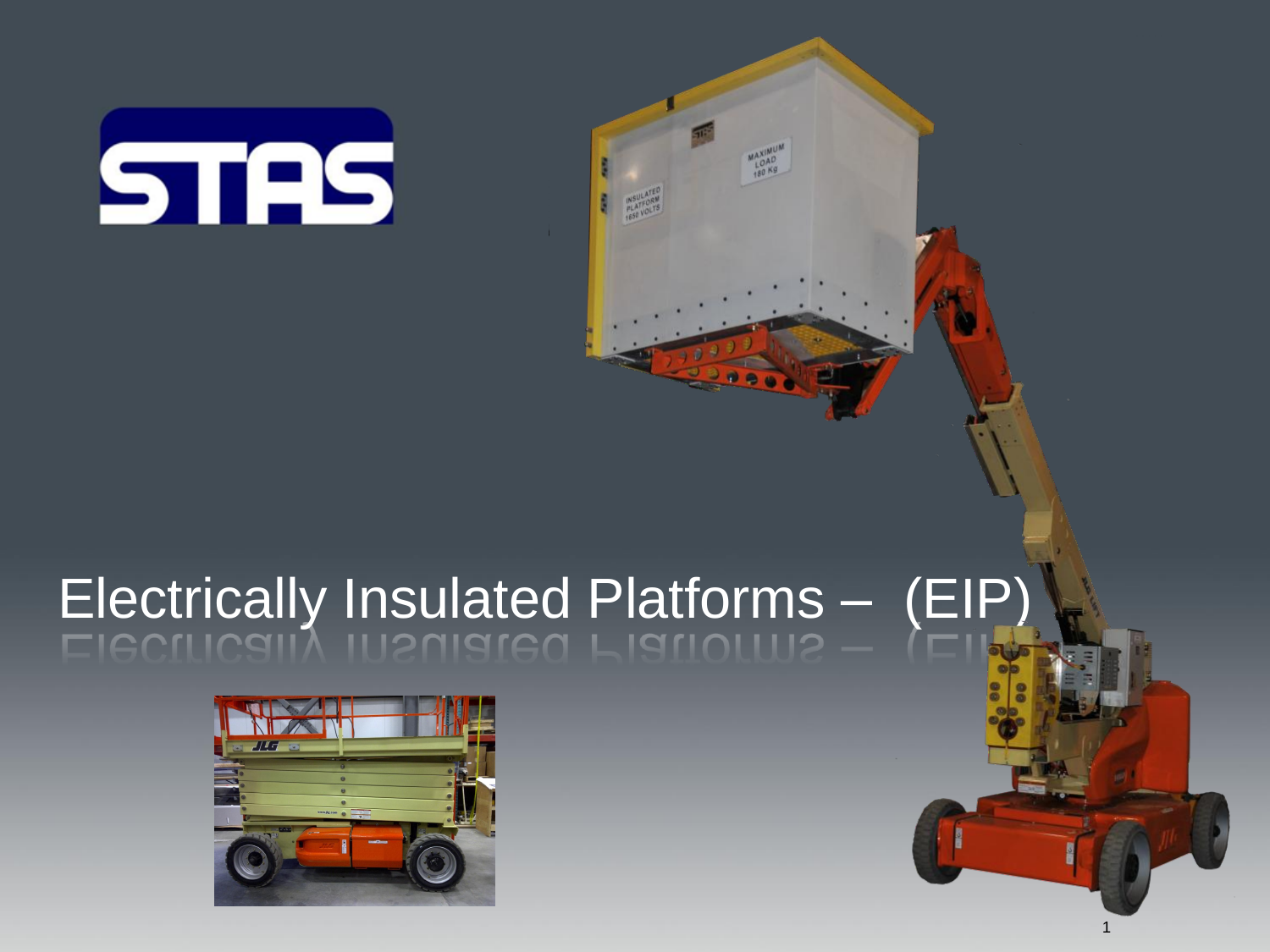STAS

# Electrically Insulated Platforms – (EIP)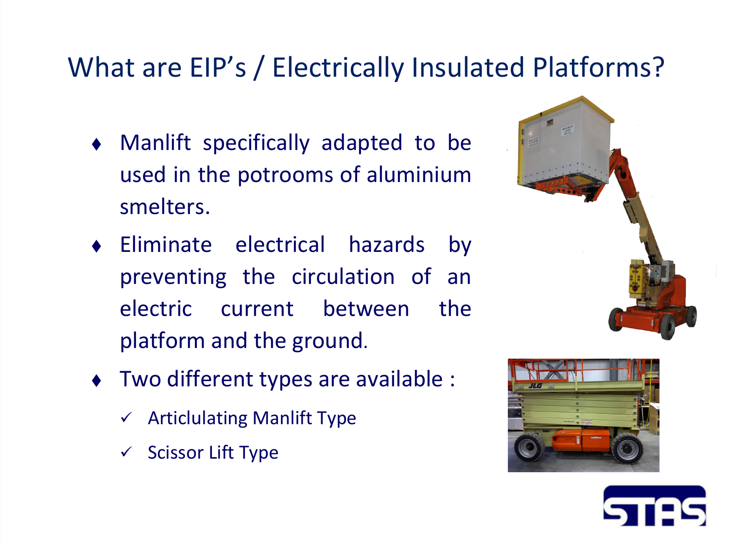# What are EIP's / Electrically Insulated Platforms?

- Manlift specifically adapted to be used in the potrooms of aluminium smelters.
- Eliminate electrical hazards by preventing the circulation of an electric current between the platform and the ground.
- Two different types are available :
  - ✓ Articlulating Manlift Type
  - ✓ Scissor Lift Type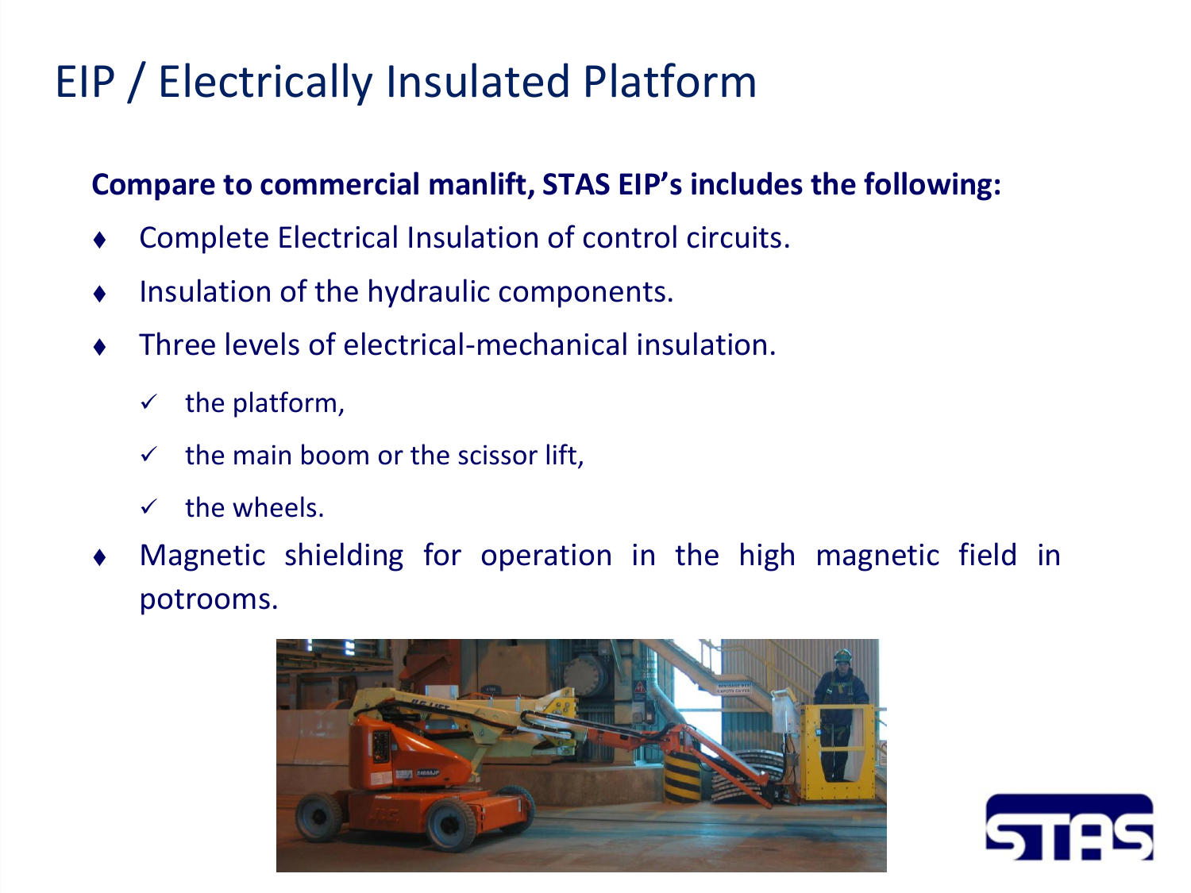# EIP / Electrically Insulated Platform

**Compare to commercial manlift, STAS EIP's includes the following:**

- Complete Electrical Insulation of control circuits.
- Insulation of the hydraulic components.
- Three levels of electrical-mechanical insulation.
  - ✓ the platform,
  - ✓ the main boom or the scissor lift,
  - ✓ the wheels.
- Magnetic shielding for operation in the high magnetic field in potrooms.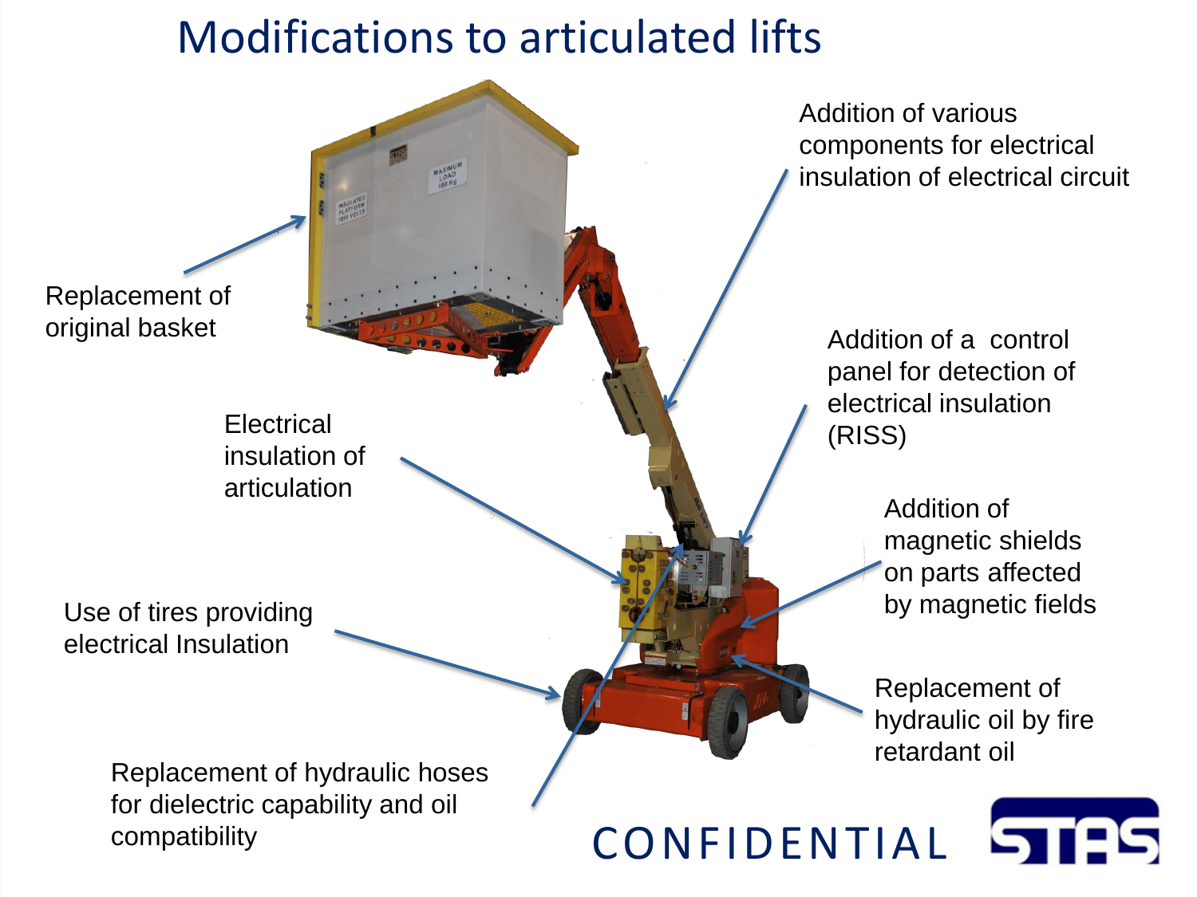# Modifications to articulated lifts

- Replacement of original basket
- Electrical insulation of articulation
- Use of tires providing electrical Insulation
- Replacement of hydraulic hoses for dielectric capability and oil compatibility
- Addition of various components for electrical insulation of electrical circuit
- Addition of a control panel for detection of electrical insulation (RISS)
- Addition of magnetic shields on parts affected by magnetic fields
- Replacement of hydraulic oil by fire retardant oil

CONFIDENTIAL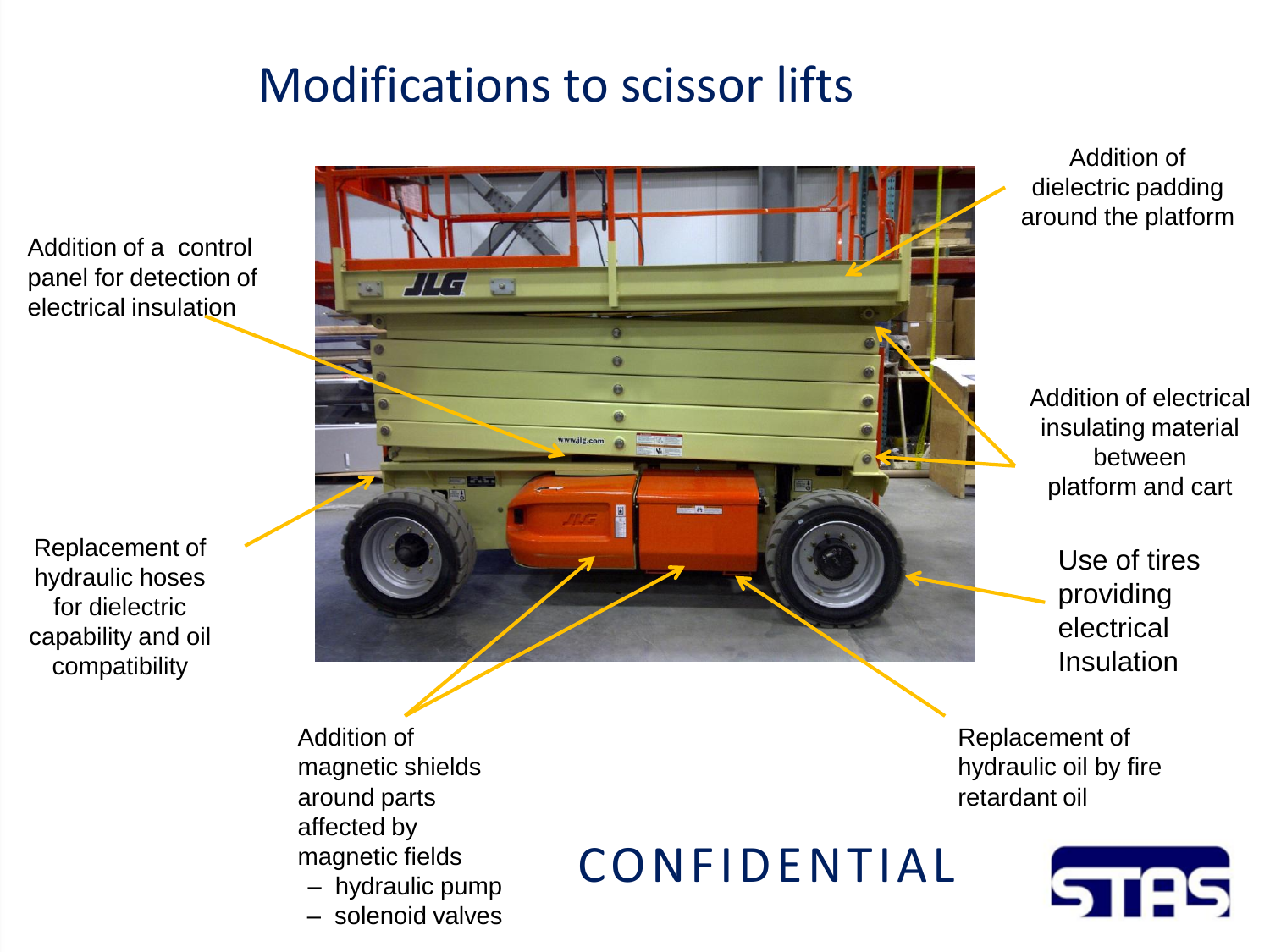# Modifications to scissor lifts

Addition of a control panel for detection of electrical insulation

Replacement of hydraulic hoses for dielectric capability and oil compatibility

Addition of dielectric padding around the platform

Addition of electrical insulating material between platform and cart

Use of tires providing electrical Insulation

Addition of magnetic shields around parts affected by magnetic fields
- hydraulic pump
- solenoid valves

Replacement of hydraulic oil by fire retardant oil

CONFIDENTIAL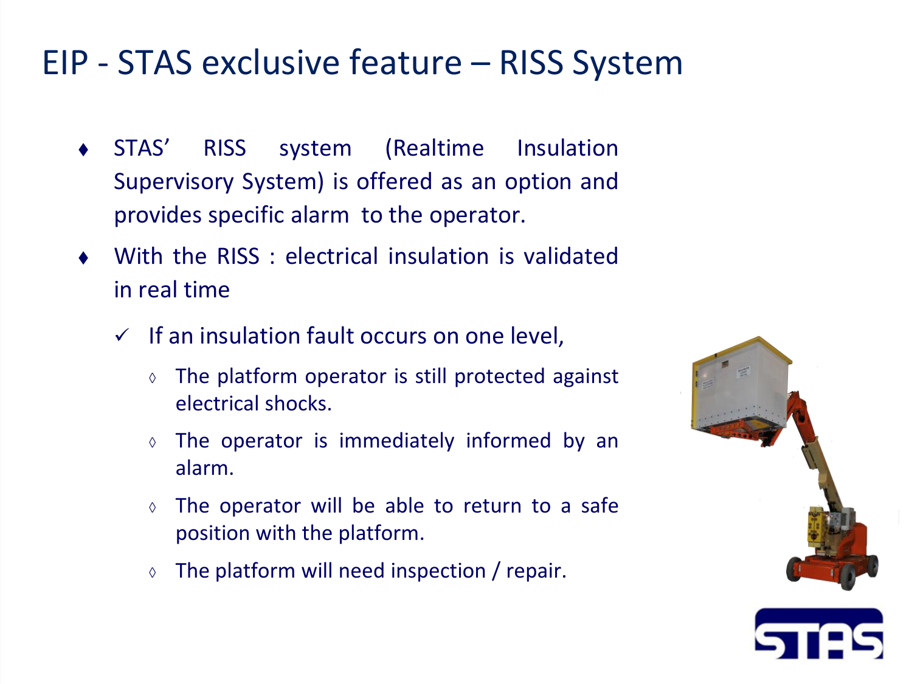# EIP - STAS exclusive feature – RISS System

- STAS' RISS system (Realtime Insulation Supervisory System) is offered as an option and provides specific alarm to the operator.
- With the RISS : electrical insulation is validated in real time
  - ✓ If an insulation fault occurs on one level,
    - The platform operator is still protected against electrical shocks.
    - The operator is immediately informed by an alarm.
    - The operator will be able to return to a safe position with the platform.
    - The platform will need inspection / repair.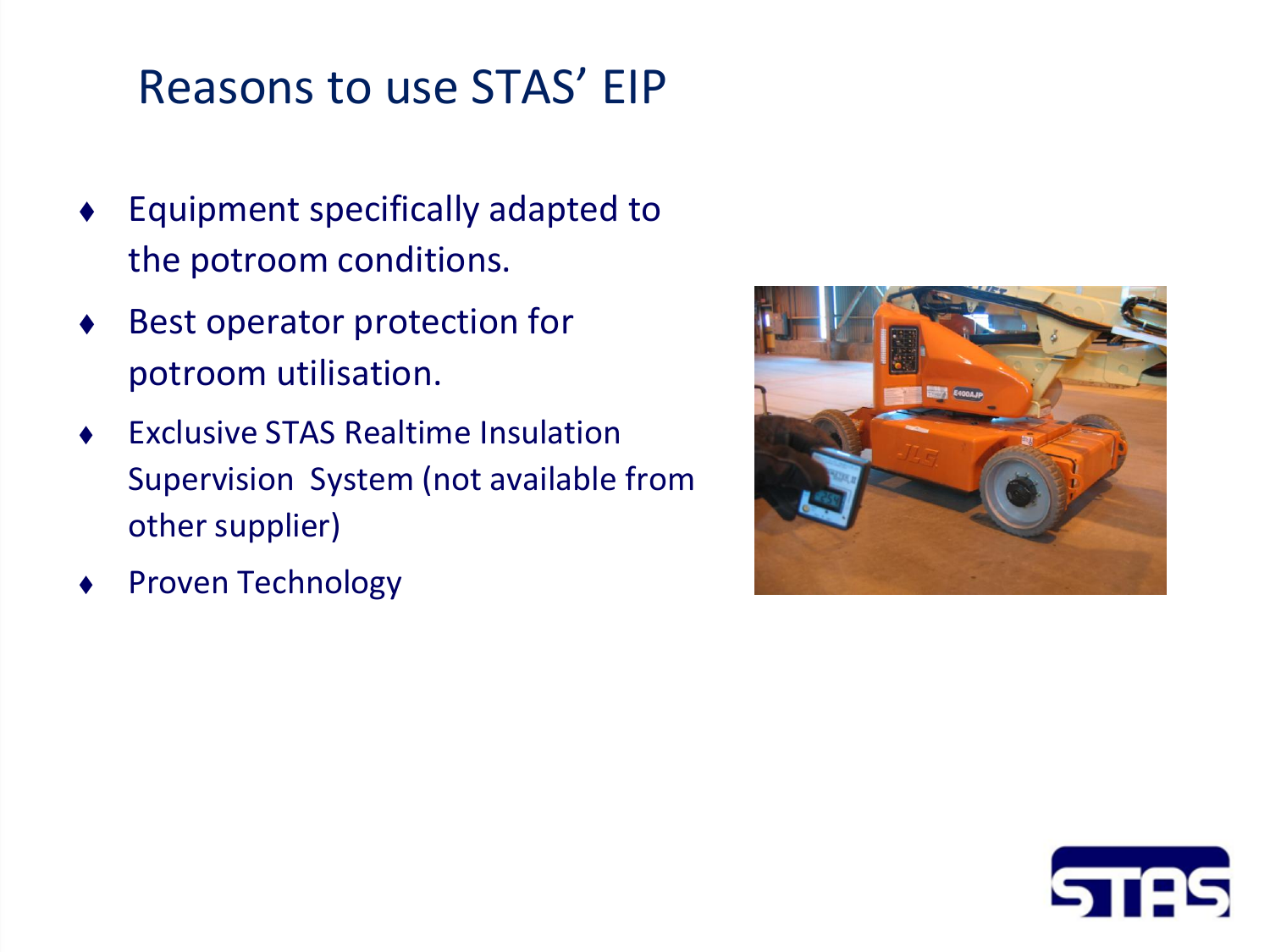# Reasons to use STAS' EIP

- Equipment specifically adapted to the potroom conditions.
- Best operator protection for potroom utilisation.
- Exclusive STAS Realtime Insulation Supervision System (not available from other supplier)
- Proven Technology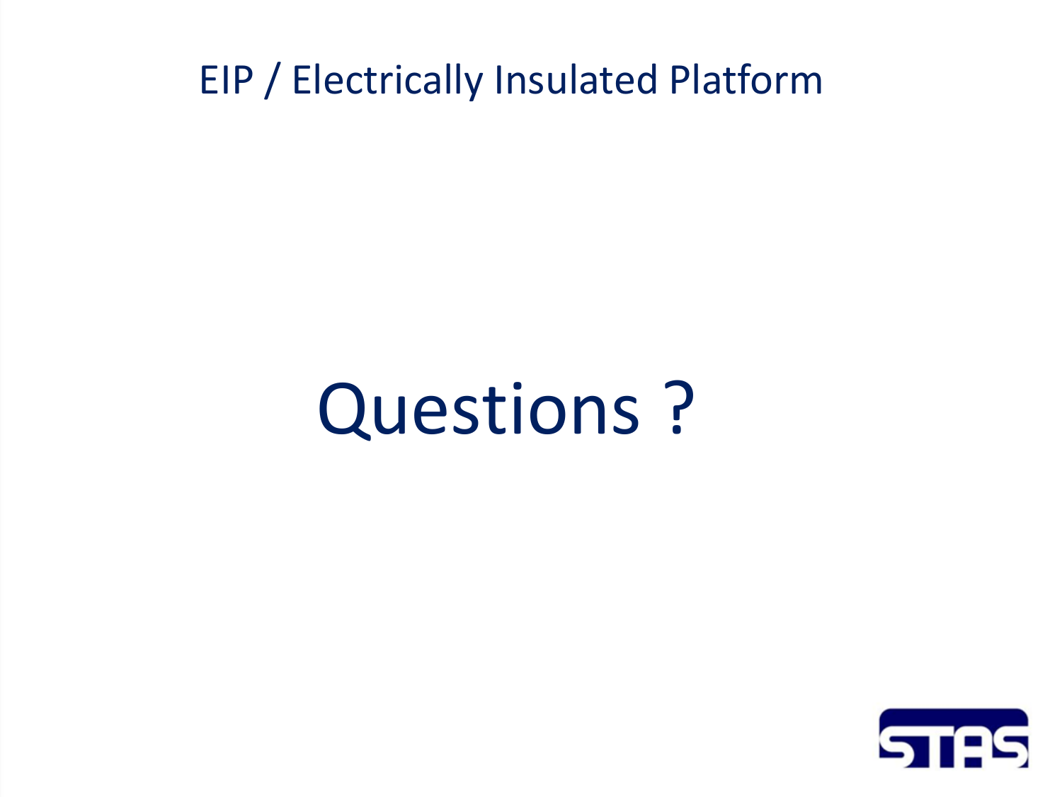EIP / Electrically Insulated Platform

# Questions ?